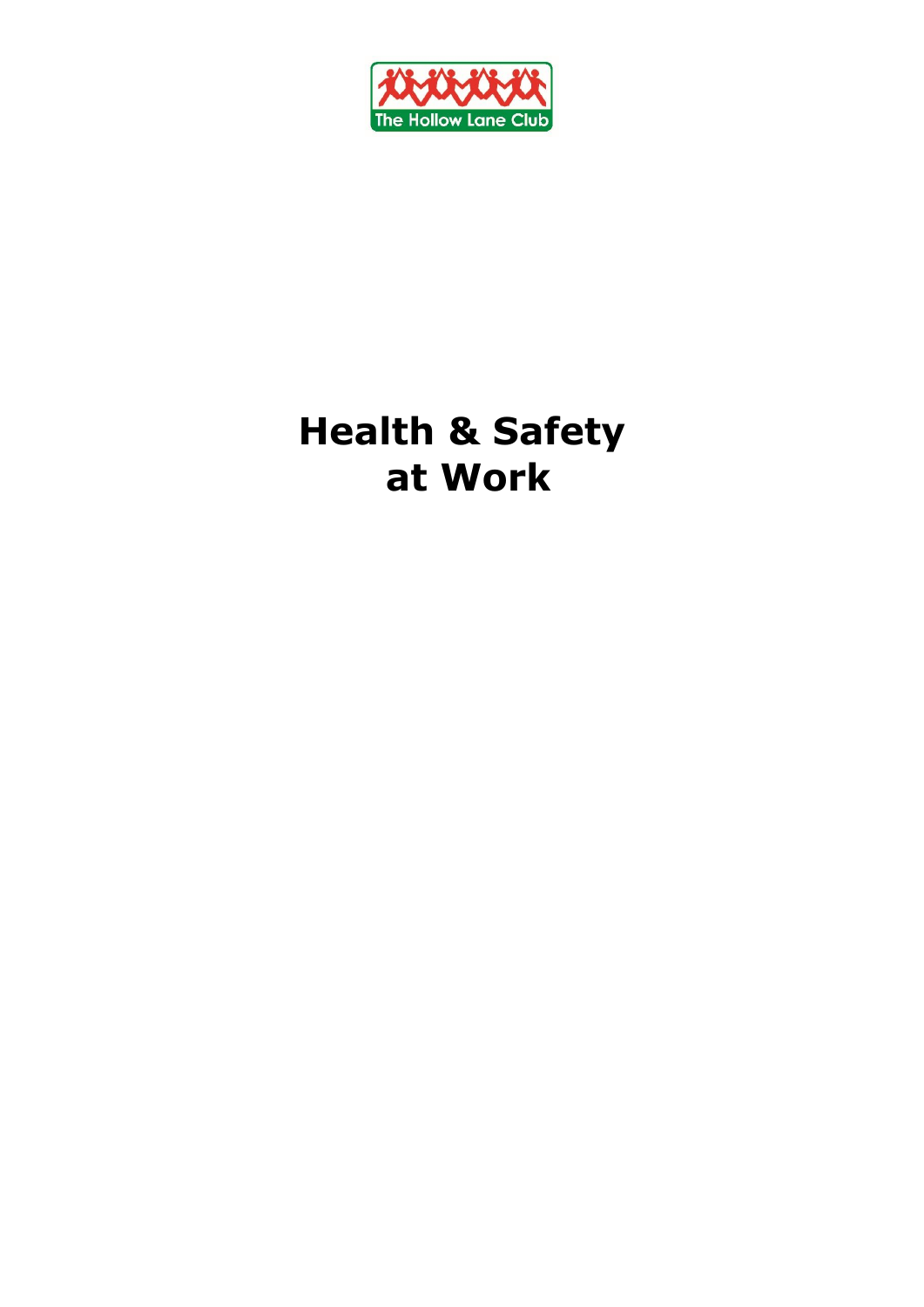The Hollow Lane Club

# Health & Safety at Work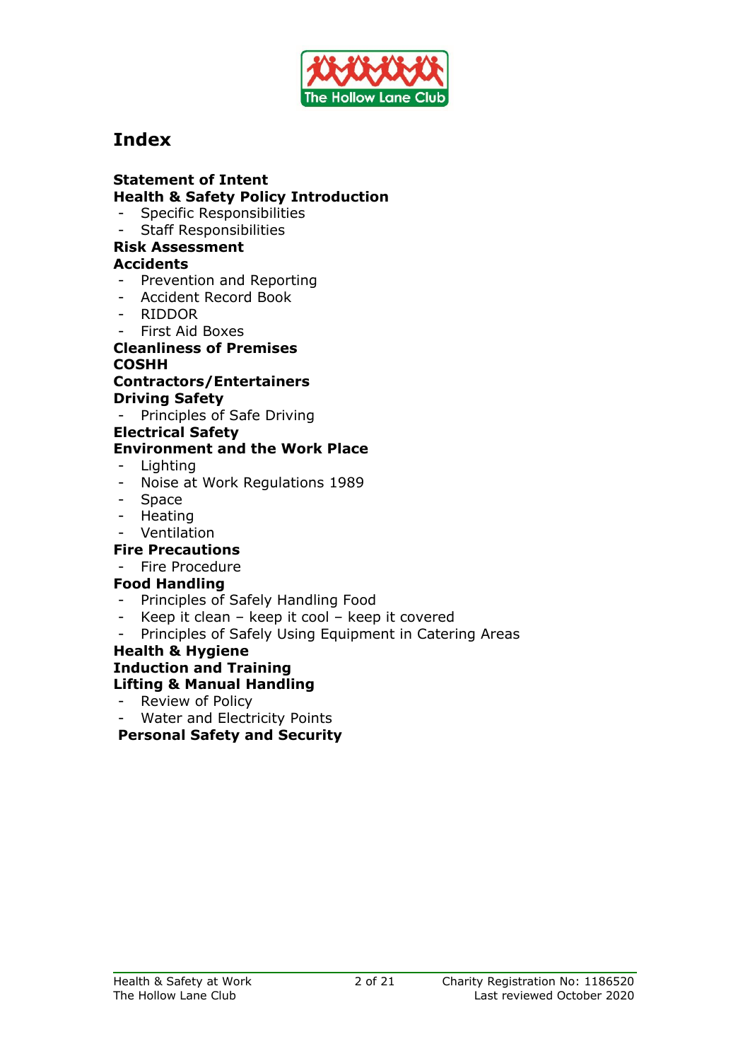# Index

**Statement of Intent**
**Health & Safety Policy Introduction**
- Specific Responsibilities
- Staff Responsibilities

**Risk Assessment**
**Accidents**
- Prevention and Reporting
- Accident Record Book
- RIDDOR
- First Aid Boxes

**Cleanliness of Premises**
**COSHH**
**Contractors/Entertainers**
**Driving Safety**
- Principles of Safe Driving

**Electrical Safety**
**Environment and the Work Place**
- Lighting
- Noise at Work Regulations 1989
- Space
- Heating
- Ventilation

**Fire Precautions**
- Fire Procedure

**Food Handling**
- Principles of Safely Handling Food
- Keep it clean – keep it cool – keep it covered
- Principles of Safely Using Equipment in Catering Areas

**Health & Hygiene**
**Induction and Training**
**Lifting & Manual Handling**
- Review of Policy
- Water and Electricity Points

**Personal Safety and Security**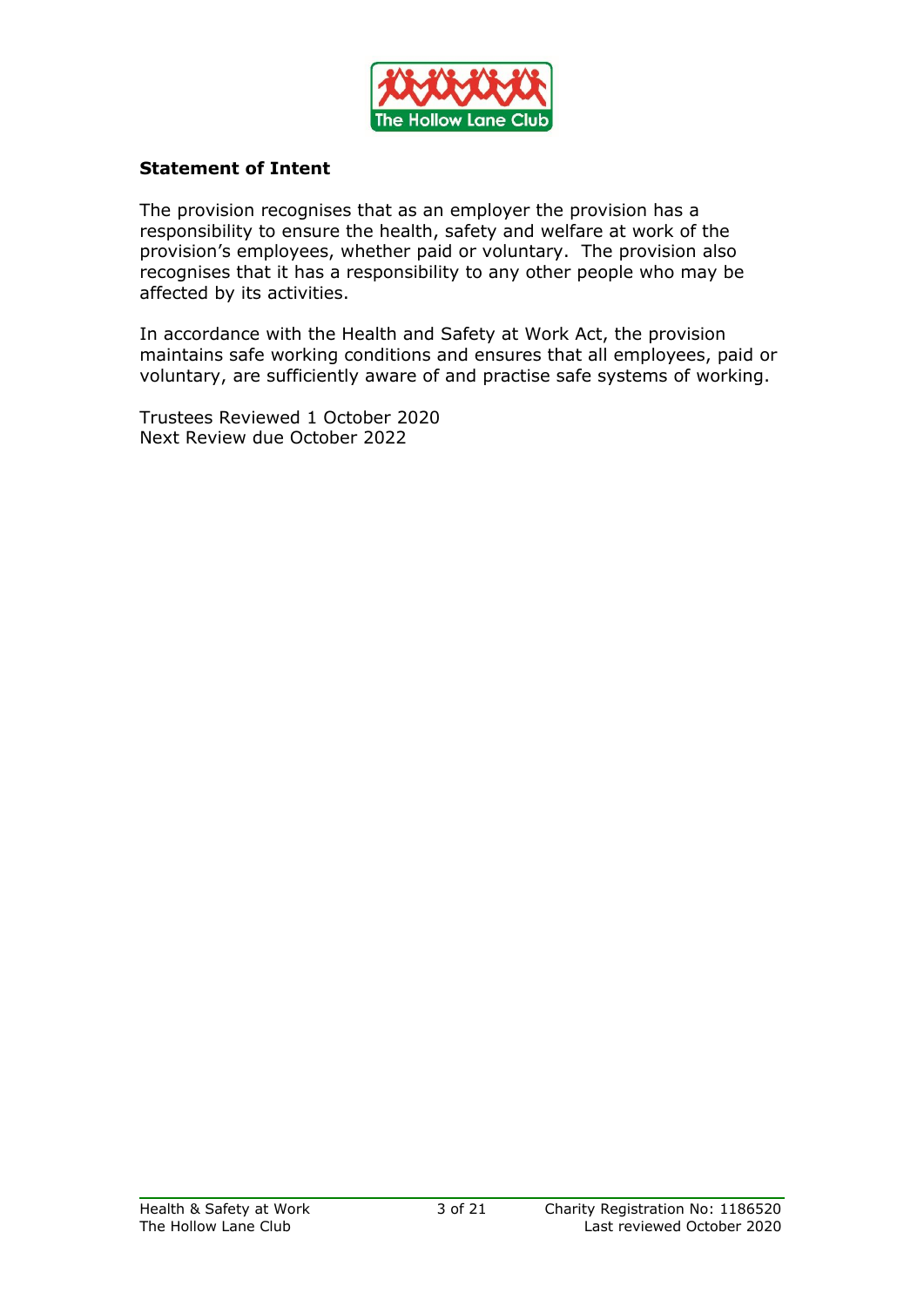**Statement of Intent**

The provision recognises that as an employer the provision has a responsibility to ensure the health, safety and welfare at work of the provision's employees, whether paid or voluntary. The provision also recognises that it has a responsibility to any other people who may be affected by its activities.

In accordance with the Health and Safety at Work Act, the provision maintains safe working conditions and ensures that all employees, paid or voluntary, are sufficiently aware of and practise safe systems of working.

Trustees Reviewed 1 October 2020
Next Review due October 2022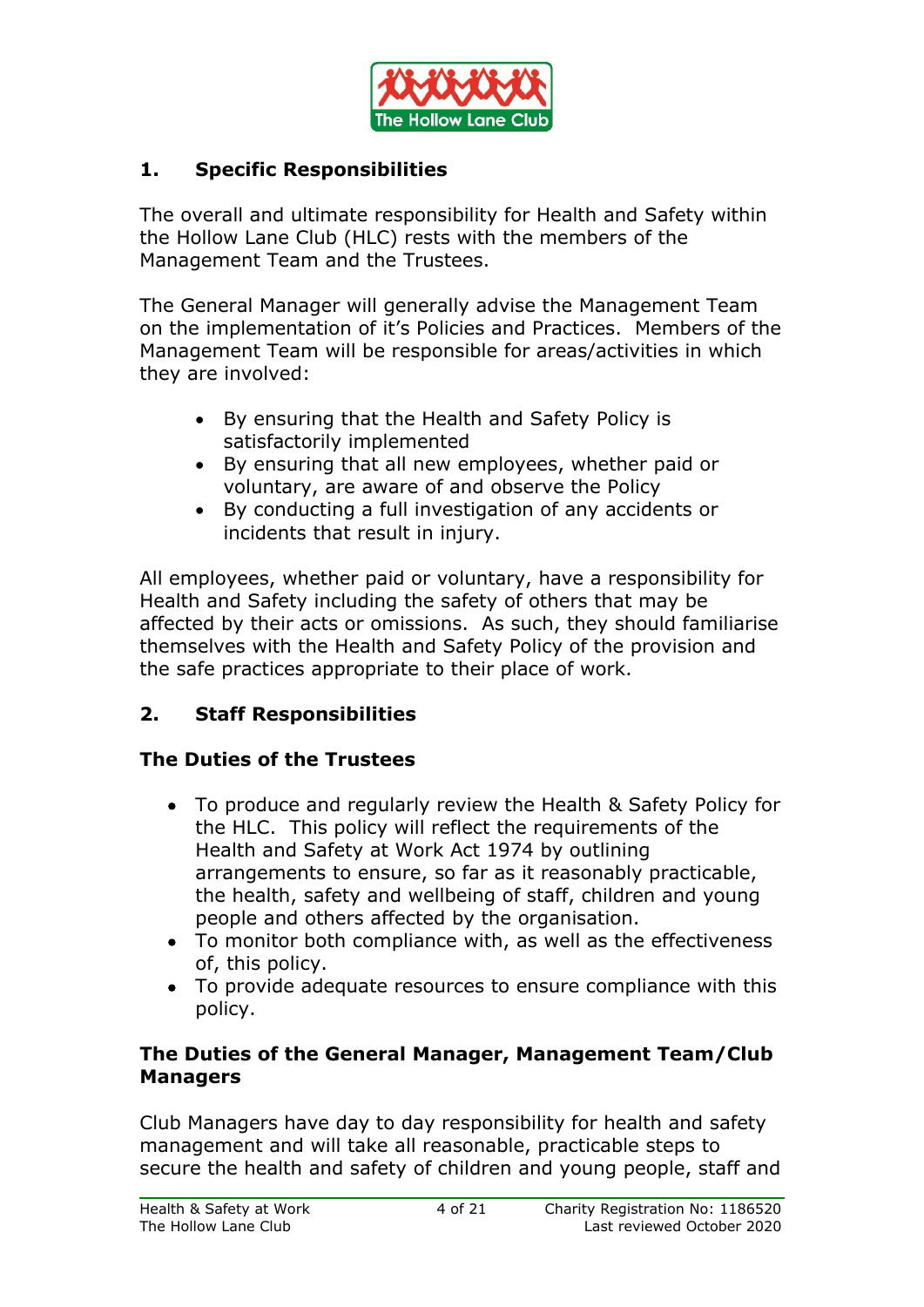## 1. Specific Responsibilities

The overall and ultimate responsibility for Health and Safety within the Hollow Lane Club (HLC) rests with the members of the Management Team and the Trustees.

The General Manager will generally advise the Management Team on the implementation of it's Policies and Practices. Members of the Management Team will be responsible for areas/activities in which they are involved:

- By ensuring that the Health and Safety Policy is satisfactorily implemented
- By ensuring that all new employees, whether paid or voluntary, are aware of and observe the Policy
- By conducting a full investigation of any accidents or incidents that result in injury.

All employees, whether paid or voluntary, have a responsibility for Health and Safety including the safety of others that may be affected by their acts or omissions. As such, they should familiarise themselves with the Health and Safety Policy of the provision and the safe practices appropriate to their place of work.

## 2. Staff Responsibilities

### The Duties of the Trustees

- To produce and regularly review the Health & Safety Policy for the HLC. This policy will reflect the requirements of the Health and Safety at Work Act 1974 by outlining arrangements to ensure, so far as it reasonably practicable, the health, safety and wellbeing of staff, children and young people and others affected by the organisation.
- To monitor both compliance with, as well as the effectiveness of, this policy.
- To provide adequate resources to ensure compliance with this policy.

### The Duties of the General Manager, Management Team/Club Managers

Club Managers have day to day responsibility for health and safety management and will take all reasonable, practicable steps to secure the health and safety of children and young people, staff and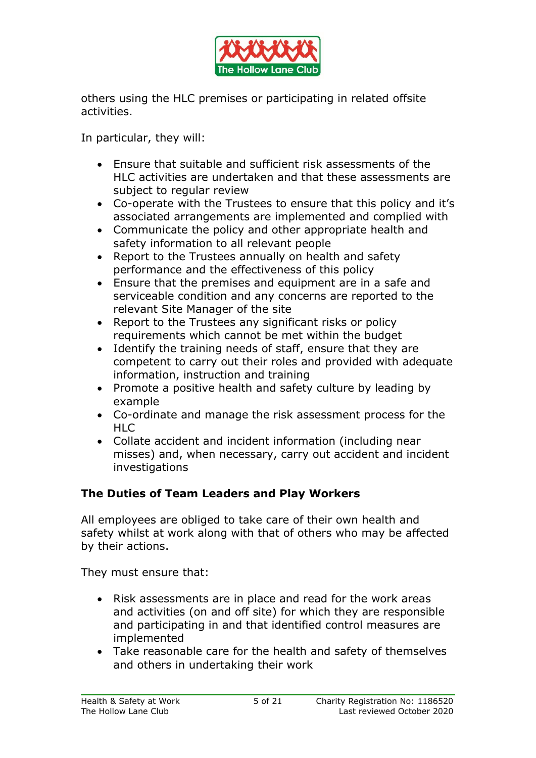others using the HLC premises or participating in related offsite activities.

In particular, they will:

- Ensure that suitable and sufficient risk assessments of the HLC activities are undertaken and that these assessments are subject to regular review
- Co-operate with the Trustees to ensure that this policy and it's associated arrangements are implemented and complied with
- Communicate the policy and other appropriate health and safety information to all relevant people
- Report to the Trustees annually on health and safety performance and the effectiveness of this policy
- Ensure that the premises and equipment are in a safe and serviceable condition and any concerns are reported to the relevant Site Manager of the site
- Report to the Trustees any significant risks or policy requirements which cannot be met within the budget
- Identify the training needs of staff, ensure that they are competent to carry out their roles and provided with adequate information, instruction and training
- Promote a positive health and safety culture by leading by example
- Co-ordinate and manage the risk assessment process for the HLC
- Collate accident and incident information (including near misses) and, when necessary, carry out accident and incident investigations

**The Duties of Team Leaders and Play Workers**

All employees are obliged to take care of their own health and safety whilst at work along with that of others who may be affected by their actions.

They must ensure that:

- Risk assessments are in place and read for the work areas and activities (on and off site) for which they are responsible and participating in and that identified control measures are implemented
- Take reasonable care for the health and safety of themselves and others in undertaking their work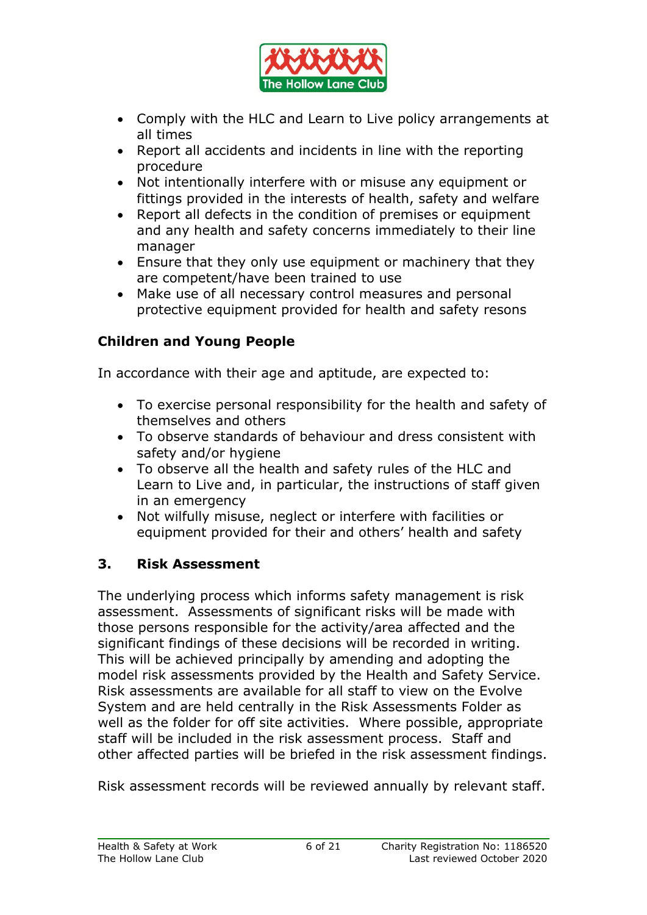- Comply with the HLC and Learn to Live policy arrangements at all times
- Report all accidents and incidents in line with the reporting procedure
- Not intentionally interfere with or misuse any equipment or fittings provided in the interests of health, safety and welfare
- Report all defects in the condition of premises or equipment and any health and safety concerns immediately to their line manager
- Ensure that they only use equipment or machinery that they are competent/have been trained to use
- Make use of all necessary control measures and personal protective equipment provided for health and safety resons

**Children and Young People**

In accordance with their age and aptitude, are expected to:

- To exercise personal responsibility for the health and safety of themselves and others
- To observe standards of behaviour and dress consistent with safety and/or hygiene
- To observe all the health and safety rules of the HLC and Learn to Live and, in particular, the instructions of staff given in an emergency
- Not wilfully misuse, neglect or interfere with facilities or equipment provided for their and others' health and safety

## 3. Risk Assessment

The underlying process which informs safety management is risk assessment. Assessments of significant risks will be made with those persons responsible for the activity/area affected and the significant findings of these decisions will be recorded in writing. This will be achieved principally by amending and adopting the model risk assessments provided by the Health and Safety Service. Risk assessments are available for all staff to view on the Evolve System and are held centrally in the Risk Assessments Folder as well as the folder for off site activities. Where possible, appropriate staff will be included in the risk assessment process. Staff and other affected parties will be briefed in the risk assessment findings.

Risk assessment records will be reviewed annually by relevant staff.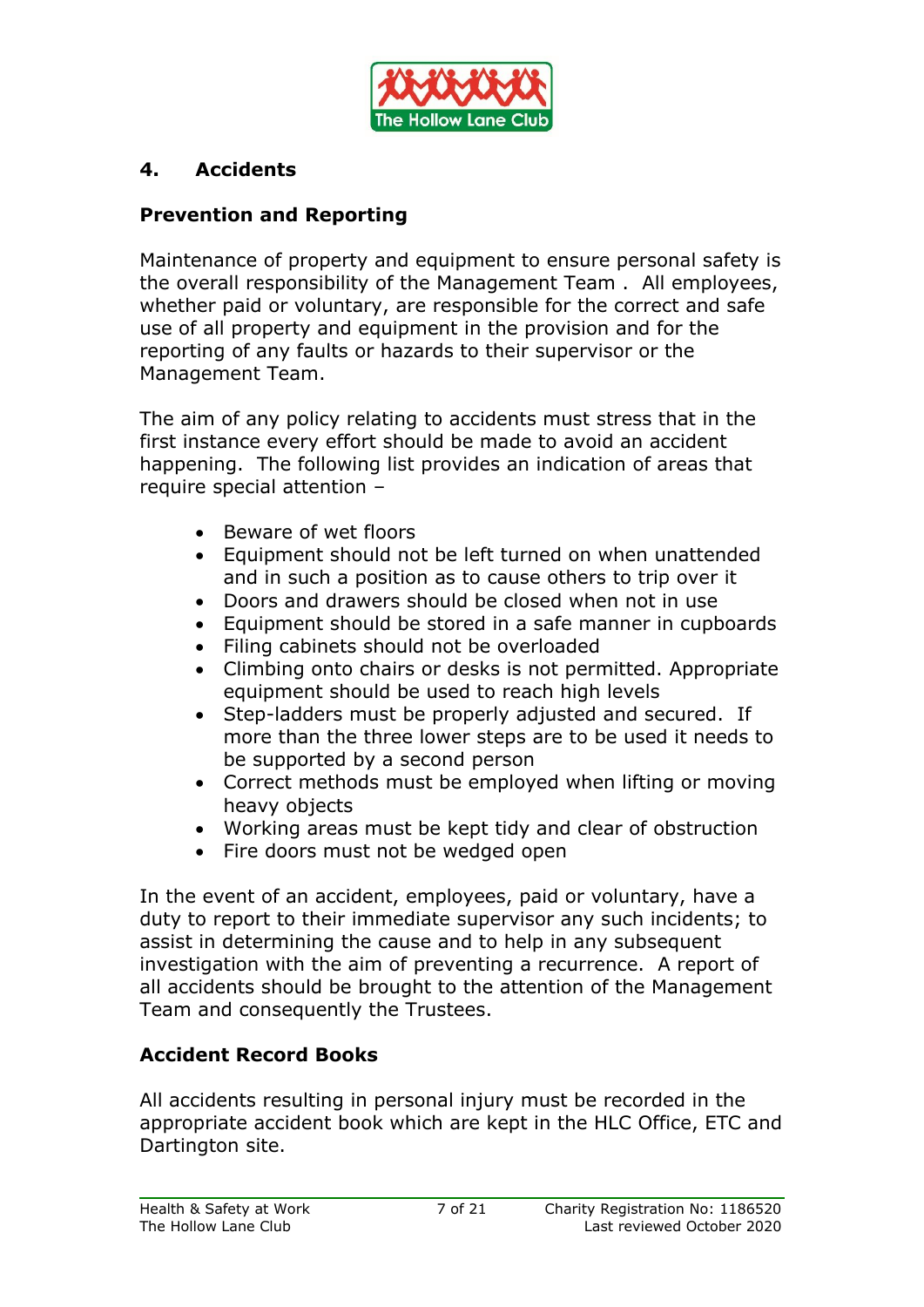## 4. Accidents

### Prevention and Reporting

Maintenance of property and equipment to ensure personal safety is the overall responsibility of the Management Team . All employees, whether paid or voluntary, are responsible for the correct and safe use of all property and equipment in the provision and for the reporting of any faults or hazards to their supervisor or the Management Team.

The aim of any policy relating to accidents must stress that in the first instance every effort should be made to avoid an accident happening. The following list provides an indication of areas that require special attention –

- Beware of wet floors
- Equipment should not be left turned on when unattended and in such a position as to cause others to trip over it
- Doors and drawers should be closed when not in use
- Equipment should be stored in a safe manner in cupboards
- Filing cabinets should not be overloaded
- Climbing onto chairs or desks is not permitted. Appropriate equipment should be used to reach high levels
- Step-ladders must be properly adjusted and secured. If more than the three lower steps are to be used it needs to be supported by a second person
- Correct methods must be employed when lifting or moving heavy objects
- Working areas must be kept tidy and clear of obstruction
- Fire doors must not be wedged open

In the event of an accident, employees, paid or voluntary, have a duty to report to their immediate supervisor any such incidents; to assist in determining the cause and to help in any subsequent investigation with the aim of preventing a recurrence. A report of all accidents should be brought to the attention of the Management Team and consequently the Trustees.

### Accident Record Books

All accidents resulting in personal injury must be recorded in the appropriate accident book which are kept in the HLC Office, ETC and Dartington site.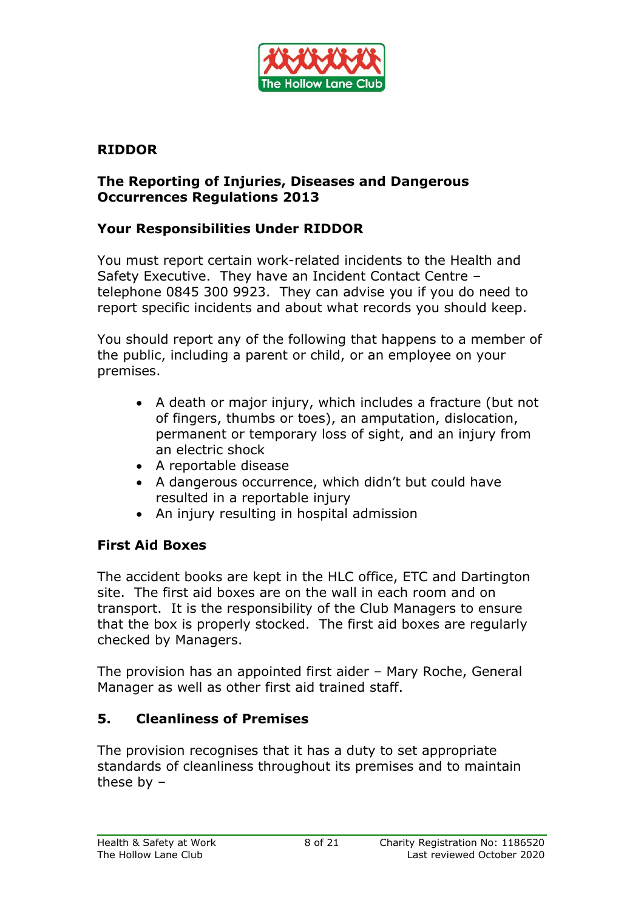## RIDDOR

## The Reporting of Injuries, Diseases and Dangerous Occurrences Regulations 2013

### Your Responsibilities Under RIDDOR

You must report certain work-related incidents to the Health and Safety Executive. They have an Incident Contact Centre – telephone 0845 300 9923. They can advise you if you do need to report specific incidents and about what records you should keep.

You should report any of the following that happens to a member of the public, including a parent or child, or an employee on your premises.

- A death or major injury, which includes a fracture (but not of fingers, thumbs or toes), an amputation, dislocation, permanent or temporary loss of sight, and an injury from an electric shock
- A reportable disease
- A dangerous occurrence, which didn't but could have resulted in a reportable injury
- An injury resulting in hospital admission

### First Aid Boxes

The accident books are kept in the HLC office, ETC and Dartington site. The first aid boxes are on the wall in each room and on transport. It is the responsibility of the Club Managers to ensure that the box is properly stocked. The first aid boxes are regularly checked by Managers.

The provision has an appointed first aider – Mary Roche, General Manager as well as other first aid trained staff.

## 5. Cleanliness of Premises

The provision recognises that it has a duty to set appropriate standards of cleanliness throughout its premises and to maintain these by –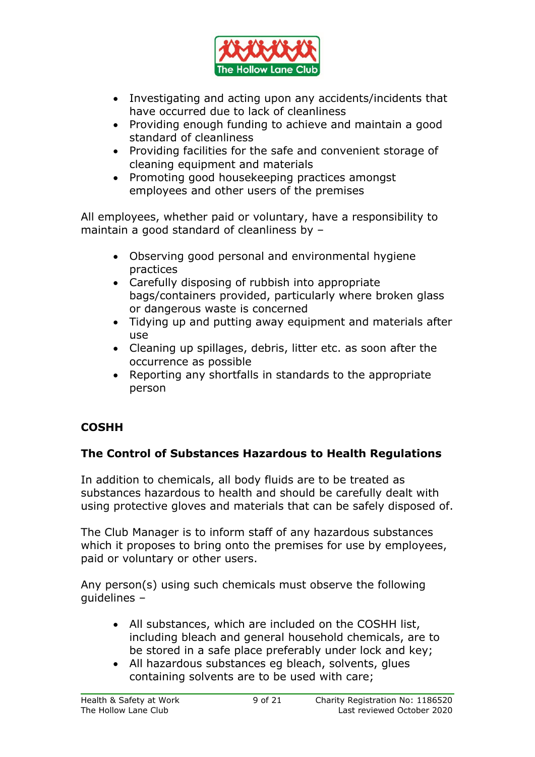- Investigating and acting upon any accidents/incidents that have occurred due to lack of cleanliness
- Providing enough funding to achieve and maintain a good standard of cleanliness
- Providing facilities for the safe and convenient storage of cleaning equipment and materials
- Promoting good housekeeping practices amongst employees and other users of the premises

All employees, whether paid or voluntary, have a responsibility to maintain a good standard of cleanliness by –

- Observing good personal and environmental hygiene practices
- Carefully disposing of rubbish into appropriate bags/containers provided, particularly where broken glass or dangerous waste is concerned
- Tidying up and putting away equipment and materials after use
- Cleaning up spillages, debris, litter etc. as soon after the occurrence as possible
- Reporting any shortfalls in standards to the appropriate person

## COSHH

### The Control of Substances Hazardous to Health Regulations

In addition to chemicals, all body fluids are to be treated as substances hazardous to health and should be carefully dealt with using protective gloves and materials that can be safely disposed of.

The Club Manager is to inform staff of any hazardous substances which it proposes to bring onto the premises for use by employees, paid or voluntary or other users.

Any person(s) using such chemicals must observe the following guidelines –

- All substances, which are included on the COSHH list, including bleach and general household chemicals, are to be stored in a safe place preferably under lock and key;
- All hazardous substances eg bleach, solvents, glues containing solvents are to be used with care;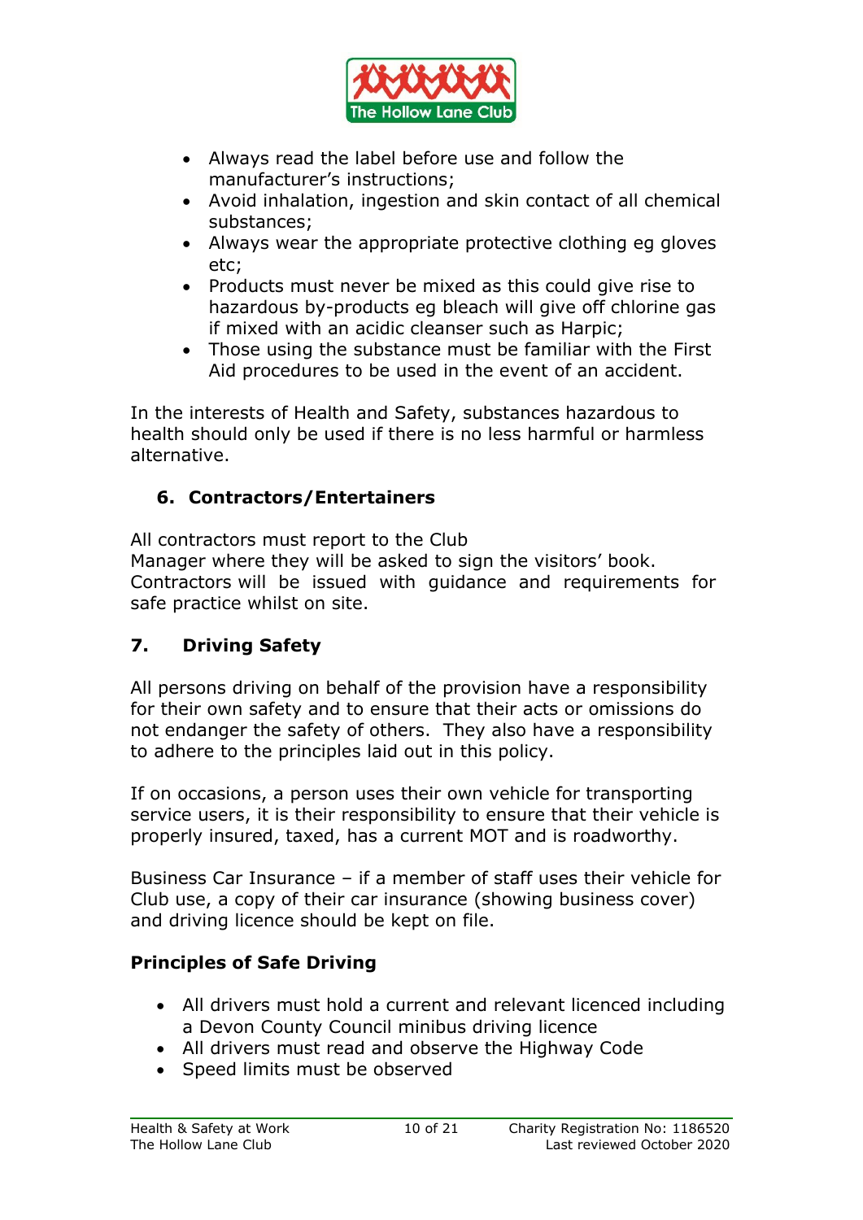- Always read the label before use and follow the manufacturer's instructions;
- Avoid inhalation, ingestion and skin contact of all chemical substances;
- Always wear the appropriate protective clothing eg gloves etc;
- Products must never be mixed as this could give rise to hazardous by-products eg bleach will give off chlorine gas if mixed with an acidic cleanser such as Harpic;
- Those using the substance must be familiar with the First Aid procedures to be used in the event of an accident.

In the interests of Health and Safety, substances hazardous to health should only be used if there is no less harmful or harmless alternative.

## 6. Contractors/Entertainers

All contractors must report to the Club Manager where they will be asked to sign the visitors' book. Contractors will be issued with guidance and requirements for safe practice whilst on site.

## 7. Driving Safety

All persons driving on behalf of the provision have a responsibility for their own safety and to ensure that their acts or omissions do not endanger the safety of others. They also have a responsibility to adhere to the principles laid out in this policy.

If on occasions, a person uses their own vehicle for transporting service users, it is their responsibility to ensure that their vehicle is properly insured, taxed, has a current MOT and is roadworthy.

Business Car Insurance – if a member of staff uses their vehicle for Club use, a copy of their car insurance (showing business cover) and driving licence should be kept on file.

### Principles of Safe Driving

- All drivers must hold a current and relevant licenced including a Devon County Council minibus driving licence
- All drivers must read and observe the Highway Code
- Speed limits must be observed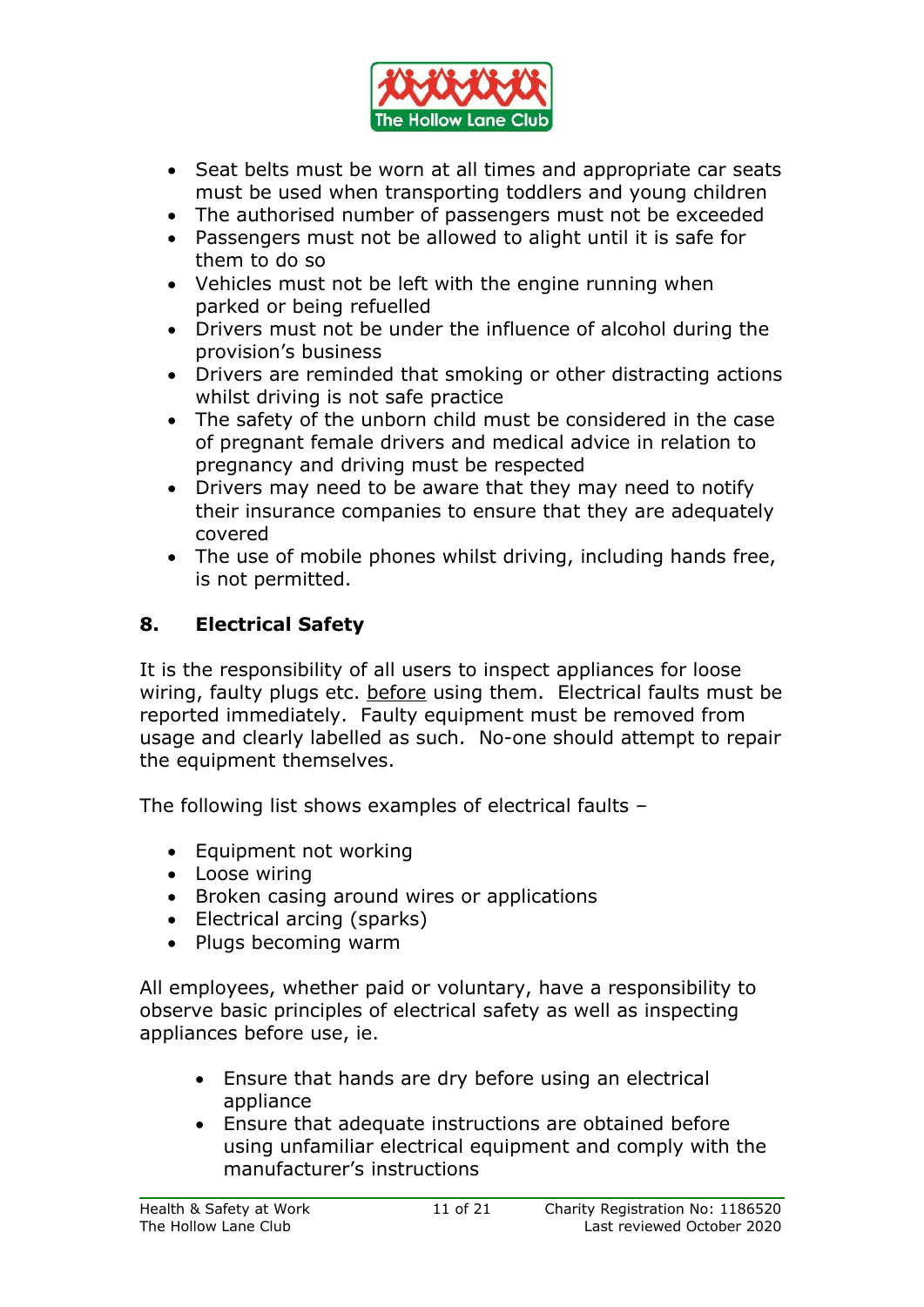- Seat belts must be worn at all times and appropriate car seats must be used when transporting toddlers and young children
- The authorised number of passengers must not be exceeded
- Passengers must not be allowed to alight until it is safe for them to do so
- Vehicles must not be left with the engine running when parked or being refuelled
- Drivers must not be under the influence of alcohol during the provision's business
- Drivers are reminded that smoking or other distracting actions whilst driving is not safe practice
- The safety of the unborn child must be considered in the case of pregnant female drivers and medical advice in relation to pregnancy and driving must be respected
- Drivers may need to be aware that they may need to notify their insurance companies to ensure that they are adequately covered
- The use of mobile phones whilst driving, including hands free, is not permitted.

## 8. Electrical Safety

It is the responsibility of all users to inspect appliances for loose wiring, faulty plugs etc. before using them. Electrical faults must be reported immediately. Faulty equipment must be removed from usage and clearly labelled as such. No-one should attempt to repair the equipment themselves.

The following list shows examples of electrical faults –

- Equipment not working
- Loose wiring
- Broken casing around wires or applications
- Electrical arcing (sparks)
- Plugs becoming warm

All employees, whether paid or voluntary, have a responsibility to observe basic principles of electrical safety as well as inspecting appliances before use, ie.

- Ensure that hands are dry before using an electrical appliance
- Ensure that adequate instructions are obtained before using unfamiliar electrical equipment and comply with the manufacturer's instructions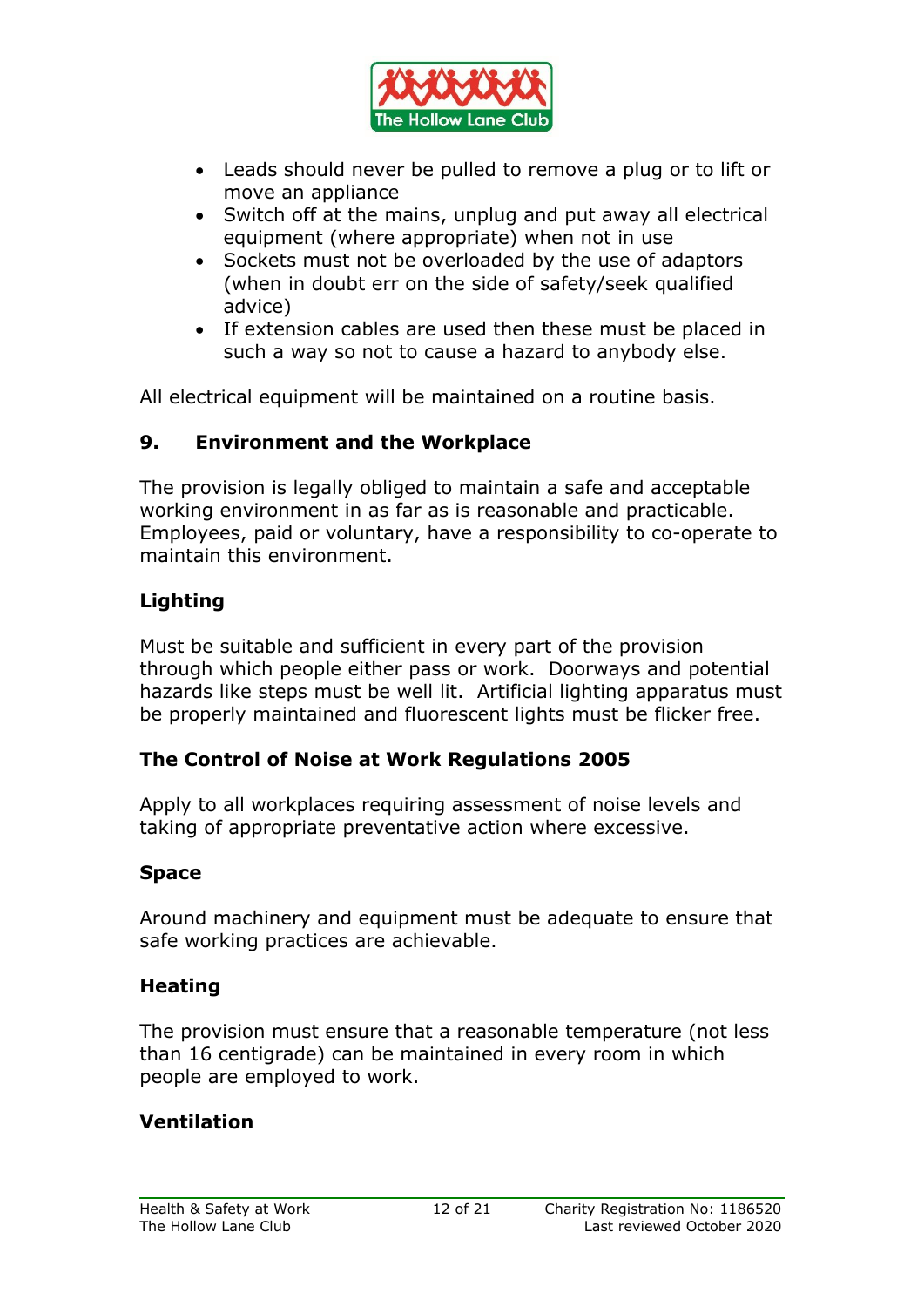- Leads should never be pulled to remove a plug or to lift or move an appliance
- Switch off at the mains, unplug and put away all electrical equipment (where appropriate) when not in use
- Sockets must not be overloaded by the use of adaptors (when in doubt err on the side of safety/seek qualified advice)
- If extension cables are used then these must be placed in such a way so not to cause a hazard to anybody else.

All electrical equipment will be maintained on a routine basis.

## 9. Environment and the Workplace

The provision is legally obliged to maintain a safe and acceptable working environment in as far as is reasonable and practicable. Employees, paid or voluntary, have a responsibility to co-operate to maintain this environment.

### Lighting

Must be suitable and sufficient in every part of the provision through which people either pass or work. Doorways and potential hazards like steps must be well lit. Artificial lighting apparatus must be properly maintained and fluorescent lights must be flicker free.

### The Control of Noise at Work Regulations 2005

Apply to all workplaces requiring assessment of noise levels and taking of appropriate preventative action where excessive.

### Space

Around machinery and equipment must be adequate to ensure that safe working practices are achievable.

### Heating

The provision must ensure that a reasonable temperature (not less than 16 centigrade) can be maintained in every room in which people are employed to work.

### Ventilation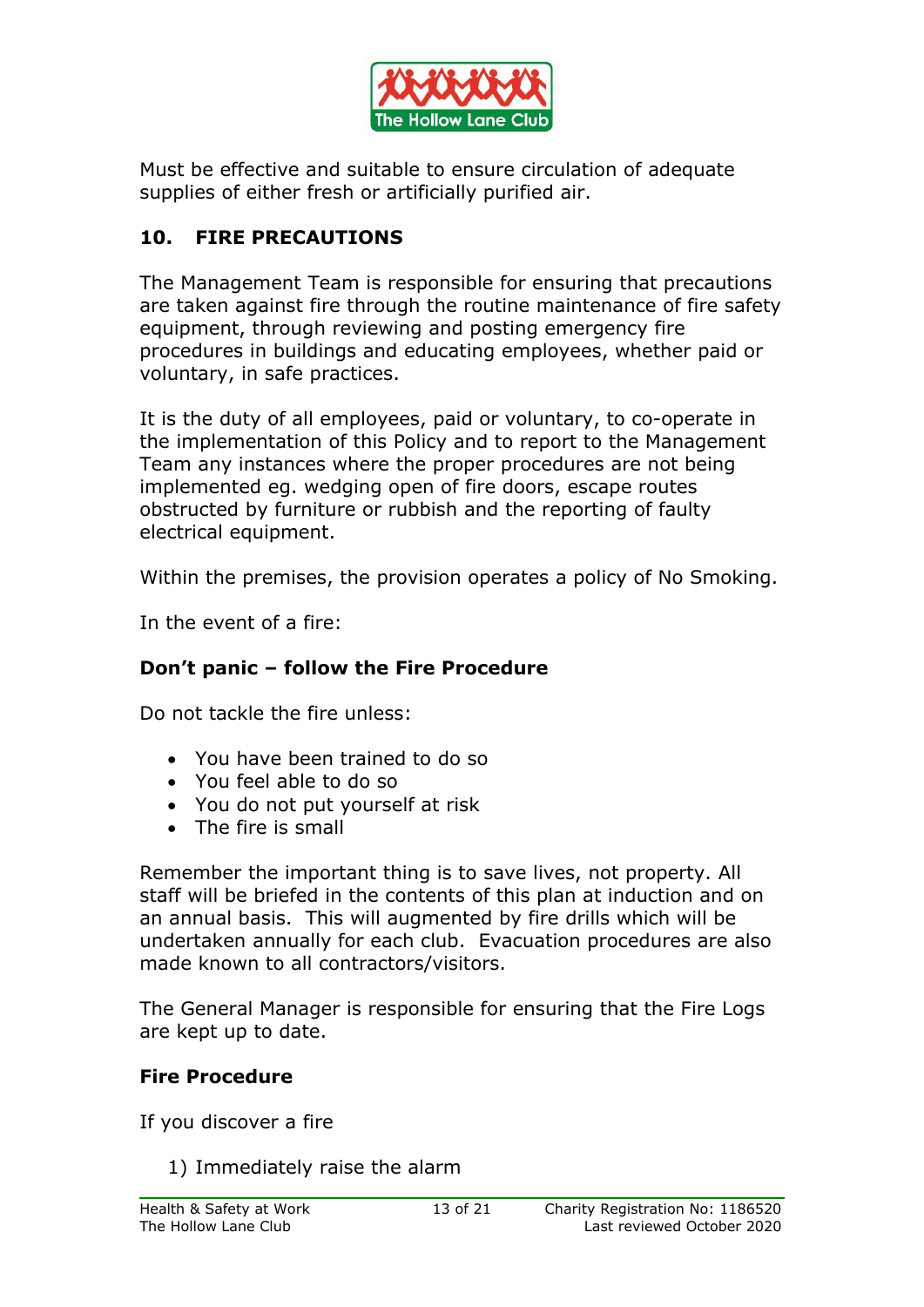Must be effective and suitable to ensure circulation of adequate supplies of either fresh or artificially purified air.

## 10. FIRE PRECAUTIONS

The Management Team is responsible for ensuring that precautions are taken against fire through the routine maintenance of fire safety equipment, through reviewing and posting emergency fire procedures in buildings and educating employees, whether paid or voluntary, in safe practices.

It is the duty of all employees, paid or voluntary, to co-operate in the implementation of this Policy and to report to the Management Team any instances where the proper procedures are not being implemented eg. wedging open of fire doors, escape routes obstructed by furniture or rubbish and the reporting of faulty electrical equipment.

Within the premises, the provision operates a policy of No Smoking.

In the event of a fire:

**Don't panic – follow the Fire Procedure**

Do not tackle the fire unless:

- You have been trained to do so
- You feel able to do so
- You do not put yourself at risk
- The fire is small

Remember the important thing is to save lives, not property. All staff will be briefed in the contents of this plan at induction and on an annual basis. This will augmented by fire drills which will be undertaken annually for each club. Evacuation procedures are also made known to all contractors/visitors.

The General Manager is responsible for ensuring that the Fire Logs are kept up to date.

**Fire Procedure**

If you discover a fire

1) Immediately raise the alarm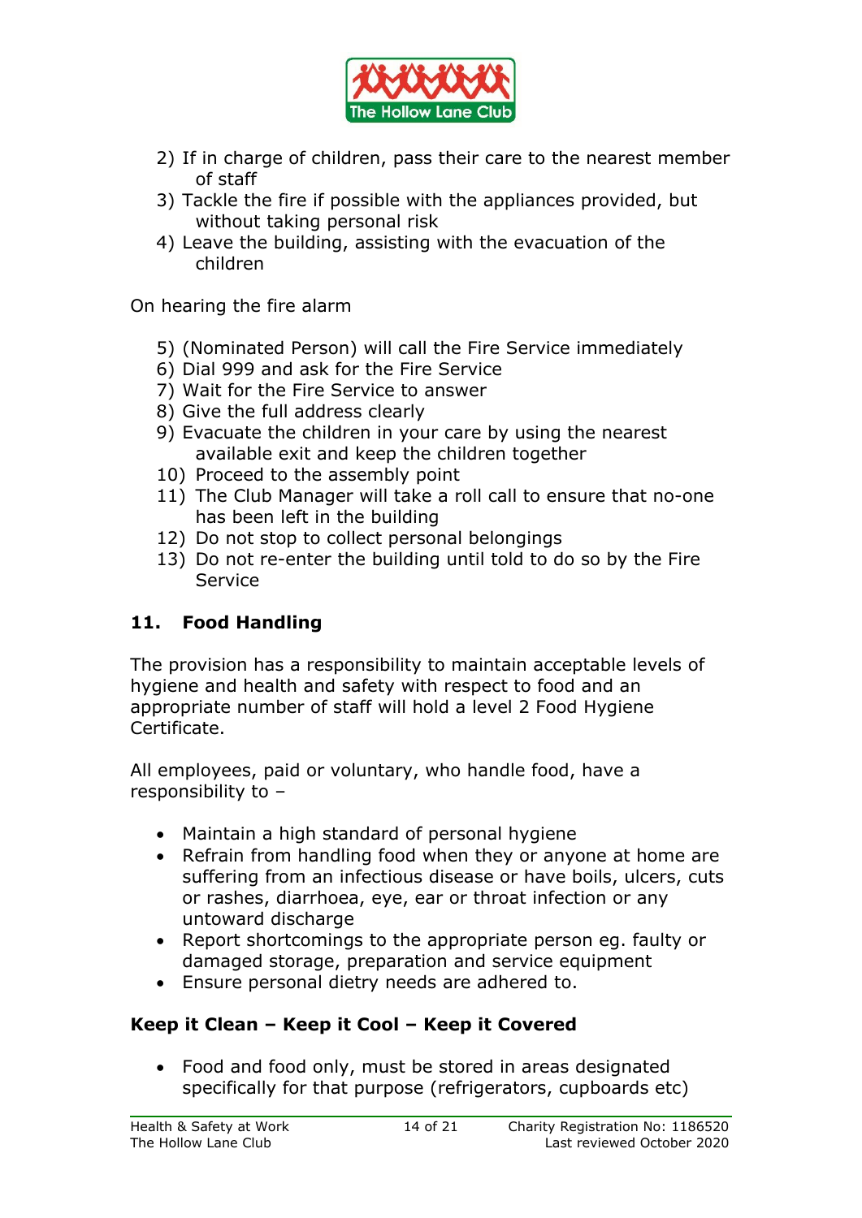2) If in charge of children, pass their care to the nearest member of staff
3) Tackle the fire if possible with the appliances provided, but without taking personal risk
4) Leave the building, assisting with the evacuation of the children

On hearing the fire alarm

5) (Nominated Person) will call the Fire Service immediately
6) Dial 999 and ask for the Fire Service
7) Wait for the Fire Service to answer
8) Give the full address clearly
9) Evacuate the children in your care by using the nearest available exit and keep the children together
10) Proceed to the assembly point
11) The Club Manager will take a roll call to ensure that no-one has been left in the building
12) Do not stop to collect personal belongings
13) Do not re-enter the building until told to do so by the Fire Service

## 11. Food Handling

The provision has a responsibility to maintain acceptable levels of hygiene and health and safety with respect to food and an appropriate number of staff will hold a level 2 Food Hygiene Certificate.

All employees, paid or voluntary, who handle food, have a responsibility to –

- Maintain a high standard of personal hygiene
- Refrain from handling food when they or anyone at home are suffering from an infectious disease or have boils, ulcers, cuts or rashes, diarrhoea, eye, ear or throat infection or any untoward discharge
- Report shortcomings to the appropriate person eg. faulty or damaged storage, preparation and service equipment
- Ensure personal dietry needs are adhered to.

**Keep it Clean – Keep it Cool – Keep it Covered**

- Food and food only, must be stored in areas designated specifically for that purpose (refrigerators, cupboards etc)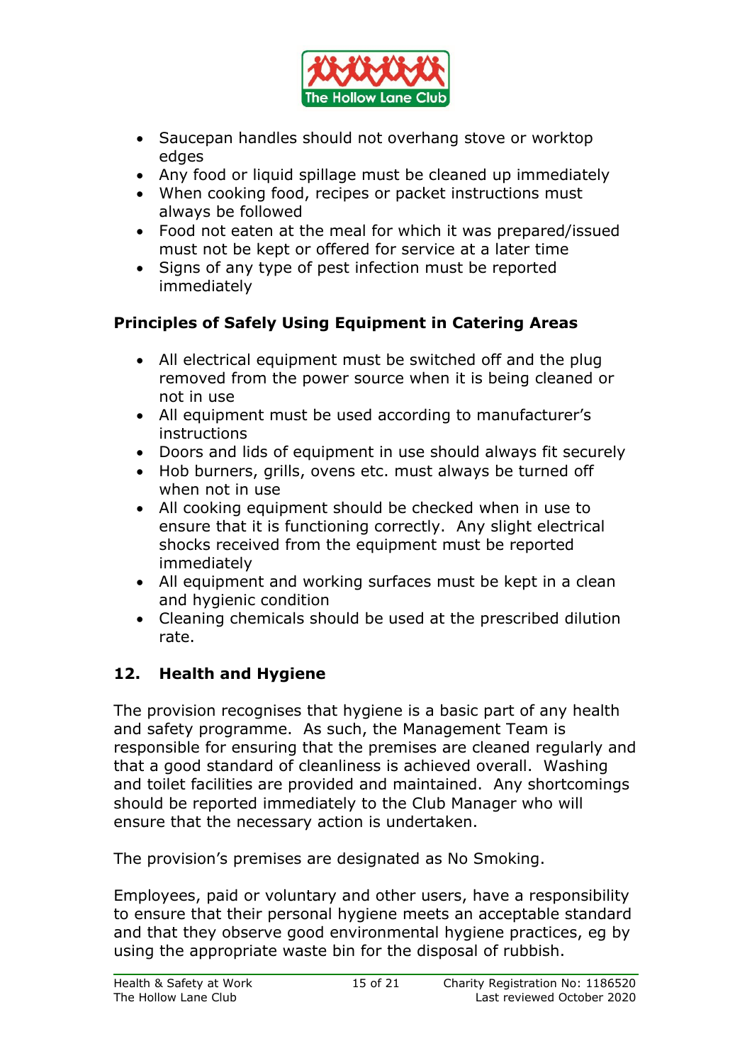- Saucepan handles should not overhang stove or worktop edges
- Any food or liquid spillage must be cleaned up immediately
- When cooking food, recipes or packet instructions must always be followed
- Food not eaten at the meal for which it was prepared/issued must not be kept or offered for service at a later time
- Signs of any type of pest infection must be reported immediately

**Principles of Safely Using Equipment in Catering Areas**

- All electrical equipment must be switched off and the plug removed from the power source when it is being cleaned or not in use
- All equipment must be used according to manufacturer's instructions
- Doors and lids of equipment in use should always fit securely
- Hob burners, grills, ovens etc. must always be turned off when not in use
- All cooking equipment should be checked when in use to ensure that it is functioning correctly. Any slight electrical shocks received from the equipment must be reported immediately
- All equipment and working surfaces must be kept in a clean and hygienic condition
- Cleaning chemicals should be used at the prescribed dilution rate.

## 12. Health and Hygiene

The provision recognises that hygiene is a basic part of any health and safety programme. As such, the Management Team is responsible for ensuring that the premises are cleaned regularly and that a good standard of cleanliness is achieved overall. Washing and toilet facilities are provided and maintained. Any shortcomings should be reported immediately to the Club Manager who will ensure that the necessary action is undertaken.

The provision's premises are designated as No Smoking.

Employees, paid or voluntary and other users, have a responsibility to ensure that their personal hygiene meets an acceptable standard and that they observe good environmental hygiene practices, eg by using the appropriate waste bin for the disposal of rubbish.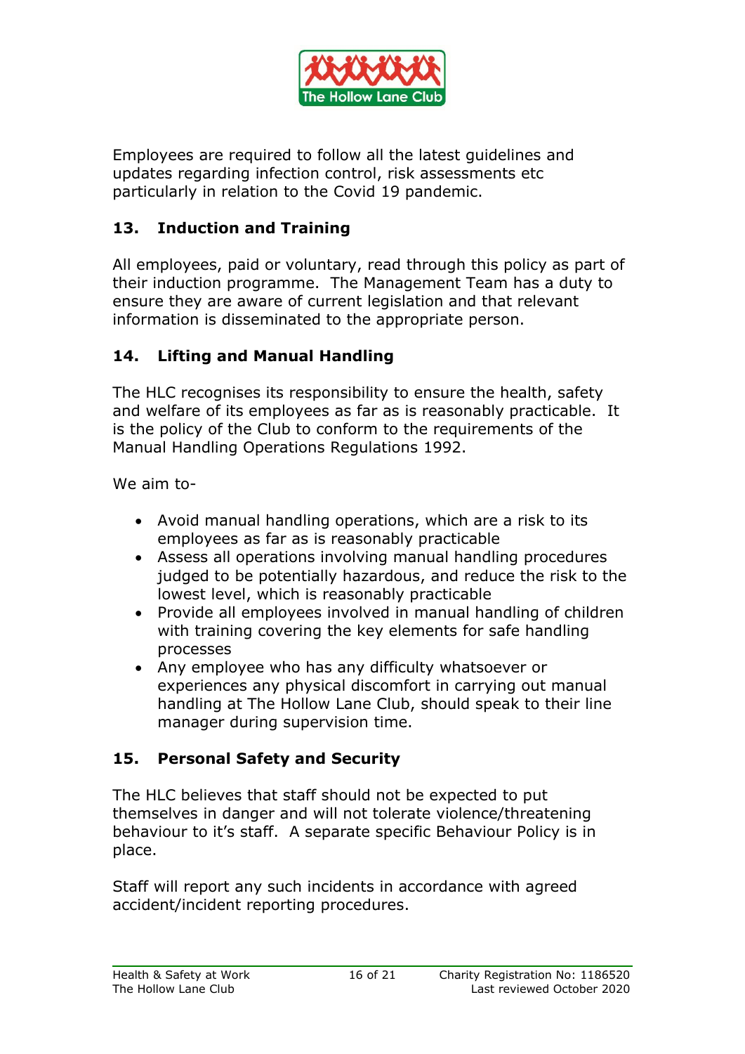Employees are required to follow all the latest guidelines and updates regarding infection control, risk assessments etc particularly in relation to the Covid 19 pandemic.

## 13. Induction and Training

All employees, paid or voluntary, read through this policy as part of their induction programme. The Management Team has a duty to ensure they are aware of current legislation and that relevant information is disseminated to the appropriate person.

## 14. Lifting and Manual Handling

The HLC recognises its responsibility to ensure the health, safety and welfare of its employees as far as is reasonably practicable. It is the policy of the Club to conform to the requirements of the Manual Handling Operations Regulations 1992.

We aim to-

- Avoid manual handling operations, which are a risk to its employees as far as is reasonably practicable
- Assess all operations involving manual handling procedures judged to be potentially hazardous, and reduce the risk to the lowest level, which is reasonably practicable
- Provide all employees involved in manual handling of children with training covering the key elements for safe handling processes
- Any employee who has any difficulty whatsoever or experiences any physical discomfort in carrying out manual handling at The Hollow Lane Club, should speak to their line manager during supervision time.

## 15. Personal Safety and Security

The HLC believes that staff should not be expected to put themselves in danger and will not tolerate violence/threatening behaviour to it's staff. A separate specific Behaviour Policy is in place.

Staff will report any such incidents in accordance with agreed accident/incident reporting procedures.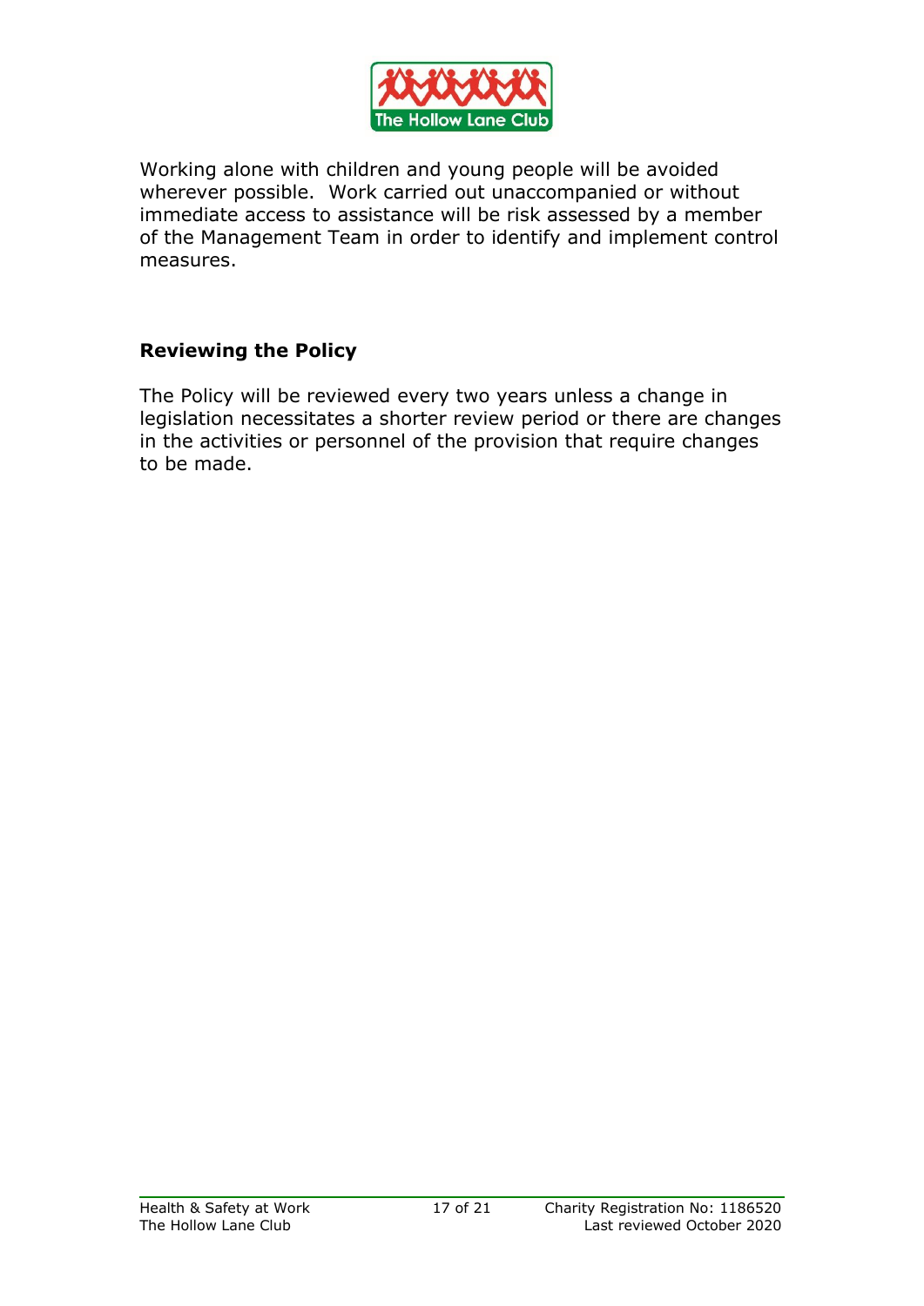Working alone with children and young people will be avoided wherever possible. Work carried out unaccompanied or without immediate access to assistance will be risk assessed by a member of the Management Team in order to identify and implement control measures.

## Reviewing the Policy

The Policy will be reviewed every two years unless a change in legislation necessitates a shorter review period or there are changes in the activities or personnel of the provision that require changes to be made.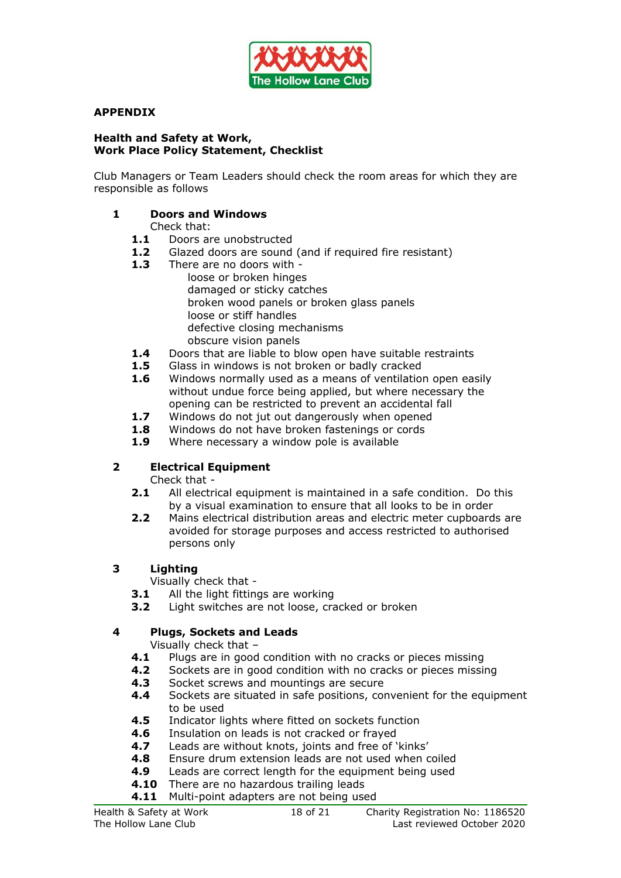## APPENDIX

**Health and Safety at Work,**
**Work Place Policy Statement, Checklist**

Club Managers or Team Leaders should check the room areas for which they are responsible as follows

**1 Doors and Windows**

Check that:

- **1.1** Doors are unobstructed
- **1.2** Glazed doors are sound (and if required fire resistant)
- **1.3** There are no doors with -
  - loose or broken hinges
  - damaged or sticky catches
  - broken wood panels or broken glass panels
  - loose or stiff handles
  - defective closing mechanisms
  - obscure vision panels
- **1.4** Doors that are liable to blow open have suitable restraints
- **1.5** Glass in windows is not broken or badly cracked
- **1.6** Windows normally used as a means of ventilation open easily without undue force being applied, but where necessary the opening can be restricted to prevent an accidental fall
- **1.7** Windows do not jut out dangerously when opened
- **1.8** Windows do not have broken fastenings or cords
- **1.9** Where necessary a window pole is available

**2 Electrical Equipment**

Check that -

- **2.1** All electrical equipment is maintained in a safe condition. Do this by a visual examination to ensure that all looks to be in order
- **2.2** Mains electrical distribution areas and electric meter cupboards are avoided for storage purposes and access restricted to authorised persons only

**3 Lighting**

Visually check that -

- **3.1** All the light fittings are working
- **3.2** Light switches are not loose, cracked or broken

**4 Plugs, Sockets and Leads**

Visually check that –

- **4.1** Plugs are in good condition with no cracks or pieces missing
- **4.2** Sockets are in good condition with no cracks or pieces missing
- **4.3** Socket screws and mountings are secure
- **4.4** Sockets are situated in safe positions, convenient for the equipment to be used
- **4.5** Indicator lights where fitted on sockets function
- **4.6** Insulation on leads is not cracked or frayed
- **4.7** Leads are without knots, joints and free of 'kinks'
- **4.8** Ensure drum extension leads are not used when coiled
- **4.9** Leads are correct length for the equipment being used
- **4.10** There are no hazardous trailing leads
- **4.11** Multi-point adapters are not being used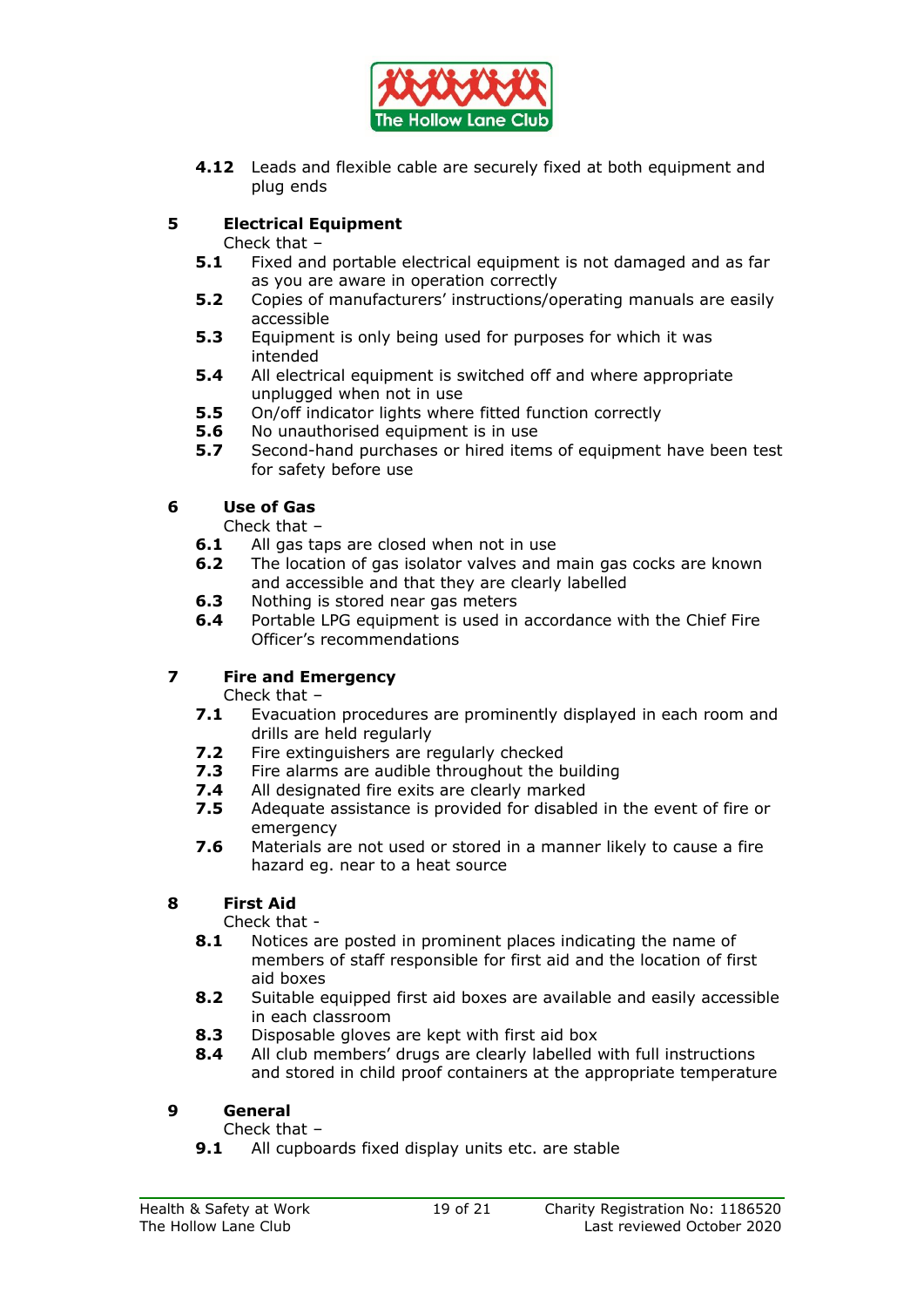**4.12** Leads and flexible cable are securely fixed at both equipment and plug ends

## 5 Electrical Equipment

Check that –

**5.1** Fixed and portable electrical equipment is not damaged and as far as you are aware in operation correctly

**5.2** Copies of manufacturers' instructions/operating manuals are easily accessible

**5.3** Equipment is only being used for purposes for which it was intended

**5.4** All electrical equipment is switched off and where appropriate unplugged when not in use

**5.5** On/off indicator lights where fitted function correctly

**5.6** No unauthorised equipment is in use

**5.7** Second-hand purchases or hired items of equipment have been test for safety before use

## 6 Use of Gas

Check that –

**6.1** All gas taps are closed when not in use

**6.2** The location of gas isolator valves and main gas cocks are known and accessible and that they are clearly labelled

**6.3** Nothing is stored near gas meters

**6.4** Portable LPG equipment is used in accordance with the Chief Fire Officer's recommendations

## 7 Fire and Emergency

Check that –

**7.1** Evacuation procedures are prominently displayed in each room and drills are held regularly

**7.2** Fire extinguishers are regularly checked

**7.3** Fire alarms are audible throughout the building

**7.4** All designated fire exits are clearly marked

**7.5** Adequate assistance is provided for disabled in the event of fire or emergency

**7.6** Materials are not used or stored in a manner likely to cause a fire hazard eg. near to a heat source

## 8 First Aid

Check that -

**8.1** Notices are posted in prominent places indicating the name of members of staff responsible for first aid and the location of first aid boxes

**8.2** Suitable equipped first aid boxes are available and easily accessible in each classroom

**8.3** Disposable gloves are kept with first aid box

**8.4** All club members' drugs are clearly labelled with full instructions and stored in child proof containers at the appropriate temperature

## 9 General

Check that –

**9.1** All cupboards fixed display units etc. are stable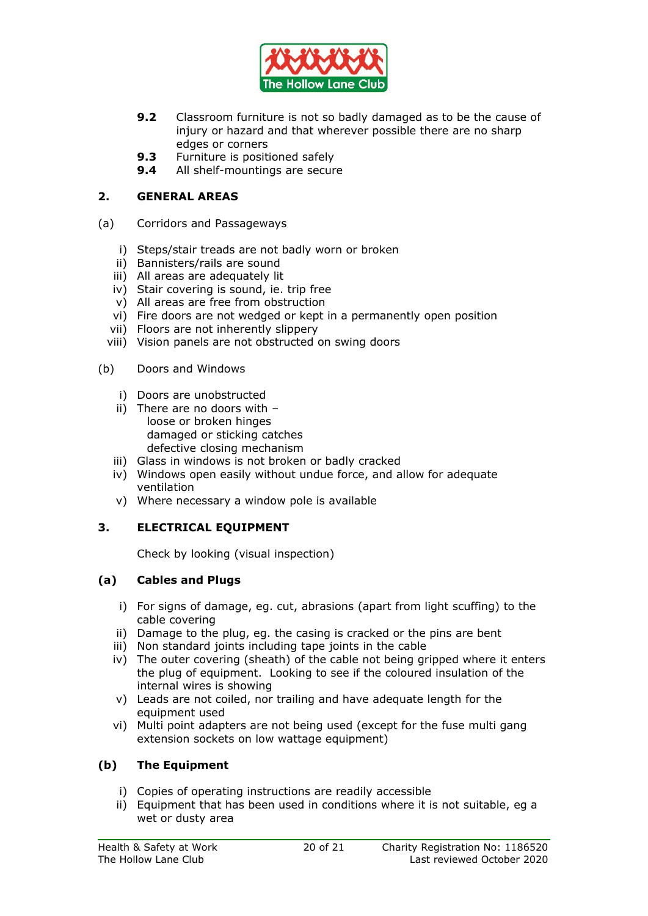**9.2** Classroom furniture is not so badly damaged as to be the cause of injury or hazard and that wherever possible there are no sharp edges or corners
**9.3** Furniture is positioned safely
**9.4** All shelf-mountings are secure

## 2. GENERAL AREAS

(a) Corridors and Passageways

i) Steps/stair treads are not badly worn or broken
ii) Bannisters/rails are sound
iii) All areas are adequately lit
iv) Stair covering is sound, ie. trip free
v) All areas are free from obstruction
vi) Fire doors are not wedged or kept in a permanently open position
vii) Floors are not inherently slippery
viii) Vision panels are not obstructed on swing doors

(b) Doors and Windows

i) Doors are unobstructed
ii) There are no doors with –
   loose or broken hinges
   damaged or sticking catches
   defective closing mechanism
iii) Glass in windows is not broken or badly cracked
iv) Windows open easily without undue force, and allow for adequate ventilation
v) Where necessary a window pole is available

## 3. ELECTRICAL EQUIPMENT

Check by looking (visual inspection)

### (a) Cables and Plugs

i) For signs of damage, eg. cut, abrasions (apart from light scuffing) to the cable covering
ii) Damage to the plug, eg. the casing is cracked or the pins are bent
iii) Non standard joints including tape joints in the cable
iv) The outer covering (sheath) of the cable not being gripped where it enters the plug of equipment. Looking to see if the coloured insulation of the internal wires is showing
v) Leads are not coiled, nor trailing and have adequate length for the equipment used
vi) Multi point adapters are not being used (except for the fuse multi gang extension sockets on low wattage equipment)

### (b) The Equipment

i) Copies of operating instructions are readily accessible
ii) Equipment that has been used in conditions where it is not suitable, eg a wet or dusty area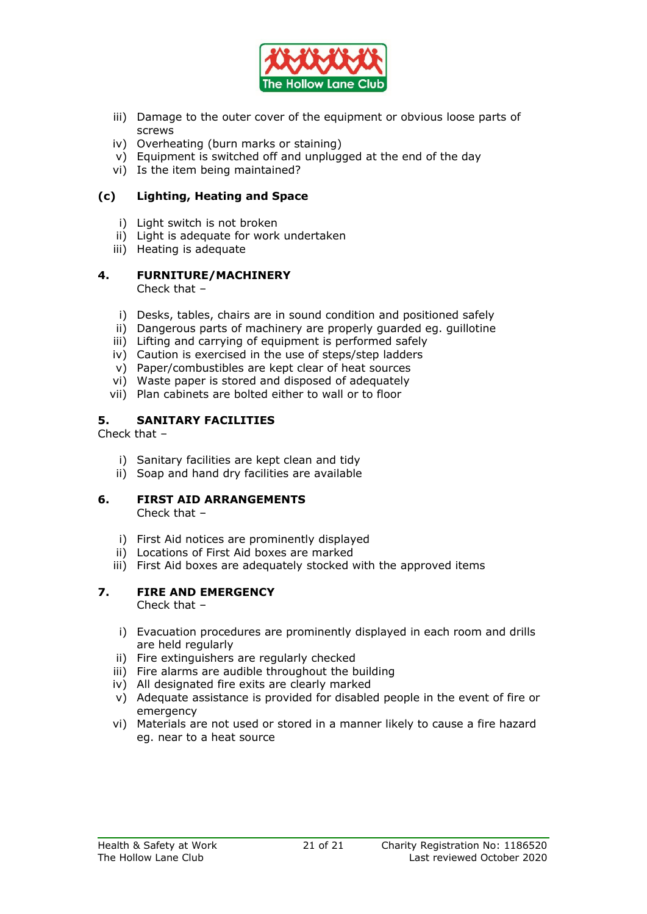iii) Damage to the outer cover of the equipment or obvious loose parts of screws
iv) Overheating (burn marks or staining)
v) Equipment is switched off and unplugged at the end of the day
vi) Is the item being maintained?

### (c) Lighting, Heating and Space

i) Light switch is not broken
ii) Light is adequate for work undertaken
iii) Heating is adequate

## 4. FURNITURE/MACHINERY

Check that –

i) Desks, tables, chairs are in sound condition and positioned safely
ii) Dangerous parts of machinery are properly guarded eg. guillotine
iii) Lifting and carrying of equipment is performed safely
iv) Caution is exercised in the use of steps/step ladders
v) Paper/combustibles are kept clear of heat sources
vi) Waste paper is stored and disposed of adequately
vii) Plan cabinets are bolted either to wall or to floor

## 5. SANITARY FACILITIES

Check that –

i) Sanitary facilities are kept clean and tidy
ii) Soap and hand dry facilities are available

## 6. FIRST AID ARRANGEMENTS

Check that –

i) First Aid notices are prominently displayed
ii) Locations of First Aid boxes are marked
iii) First Aid boxes are adequately stocked with the approved items

## 7. FIRE AND EMERGENCY

Check that –

i) Evacuation procedures are prominently displayed in each room and drills are held regularly
ii) Fire extinguishers are regularly checked
iii) Fire alarms are audible throughout the building
iv) All designated fire exits are clearly marked
v) Adequate assistance is provided for disabled people in the event of fire or emergency
vi) Materials are not used or stored in a manner likely to cause a fire hazard eg. near to a heat source